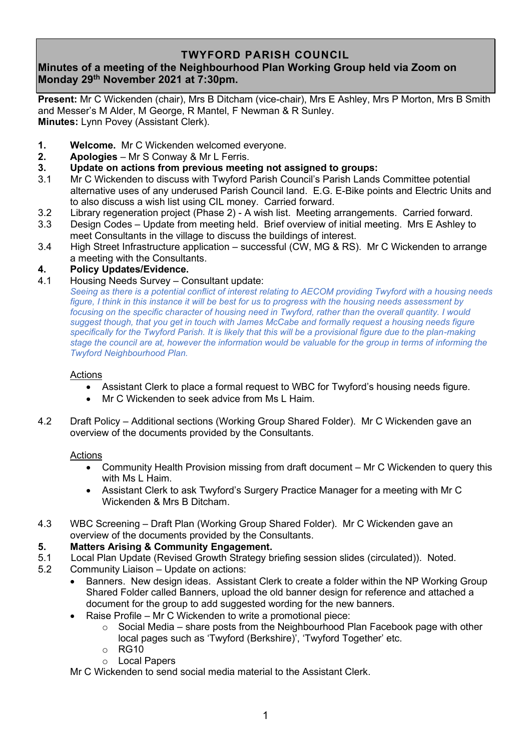# TWYFORD PARISH COUNCIL

## Minutes of a meeting of the Neighbourhood Plan Working Group held via Zoom on Monday 29th November 2021 at 7:30pm.

**Present:** Mr C Wickenden (chair), Mrs B Ditcham (vice-chair), Mrs E Ashley, Mrs P Morton, Mrs B Smith and Messer's M Alder, M George, R Mantel, F Newman & R Sunley.
**Minutes:** Lynn Povey (Assistant Clerk).

**1.** **Welcome.** Mr C Wickenden welcomed everyone.

**2.** **Apologies** – Mr S Conway & Mr L Ferris.

**3.** **Update on actions from previous meeting not assigned to groups:**

3.1 Mr C Wickenden to discuss with Twyford Parish Council's Parish Lands Committee potential alternative uses of any underused Parish Council land. E.G. E-Bike points and Electric Units and to also discuss a wish list using CIL money. Carried forward.

3.2 Library regeneration project (Phase 2) - A wish list. Meeting arrangements. Carried forward.

3.3 Design Codes – Update from meeting held. Brief overview of initial meeting. Mrs E Ashley to meet Consultants in the village to discuss the buildings of interest.

3.4 High Street Infrastructure application – successful (CW, MG & RS). Mr C Wickenden to arrange a meeting with the Consultants.

**4.** **Policy Updates/Evidence.**

4.1 Housing Needs Survey – Consultant update:

*Seeing as there is a potential conflict of interest relating to AECOM providing Twyford with a housing needs figure, I think in this instance it will be best for us to progress with the housing needs assessment by focusing on the specific character of housing need in Twyford, rather than the overall quantity. I would suggest though, that you get in touch with James McCabe and formally request a housing needs figure specifically for the Twyford Parish. It is likely that this will be a provisional figure due to the plan-making stage the council are at, however the information would be valuable for the group in terms of informing the Twyford Neighbourhood Plan.*

Actions

- Assistant Clerk to place a formal request to WBC for Twyford's housing needs figure.
- Mr C Wickenden to seek advice from Ms L Haim.

4.2 Draft Policy – Additional sections (Working Group Shared Folder). Mr C Wickenden gave an overview of the documents provided by the Consultants.

Actions

- Community Health Provision missing from draft document – Mr C Wickenden to query this with Ms L Haim.
- Assistant Clerk to ask Twyford's Surgery Practice Manager for a meeting with Mr C Wickenden & Mrs B Ditcham.

4.3 WBC Screening – Draft Plan (Working Group Shared Folder). Mr C Wickenden gave an overview of the documents provided by the Consultants.

**5.** **Matters Arising & Community Engagement.**

5.1 Local Plan Update (Revised Growth Strategy briefing session slides (circulated)). Noted.

5.2 Community Liaison – Update on actions:

- Banners. New design ideas. Assistant Clerk to create a folder within the NP Working Group Shared Folder called Banners, upload the old banner design for reference and attached a document for the group to add suggested wording for the new banners.
- Raise Profile – Mr C Wickenden to write a promotional piece:
  - Social Media – share posts from the Neighbourhood Plan Facebook page with other local pages such as 'Twyford (Berkshire)', 'Twyford Together' etc.
  - RG10
  - Local Papers

Mr C Wickenden to send social media material to the Assistant Clerk.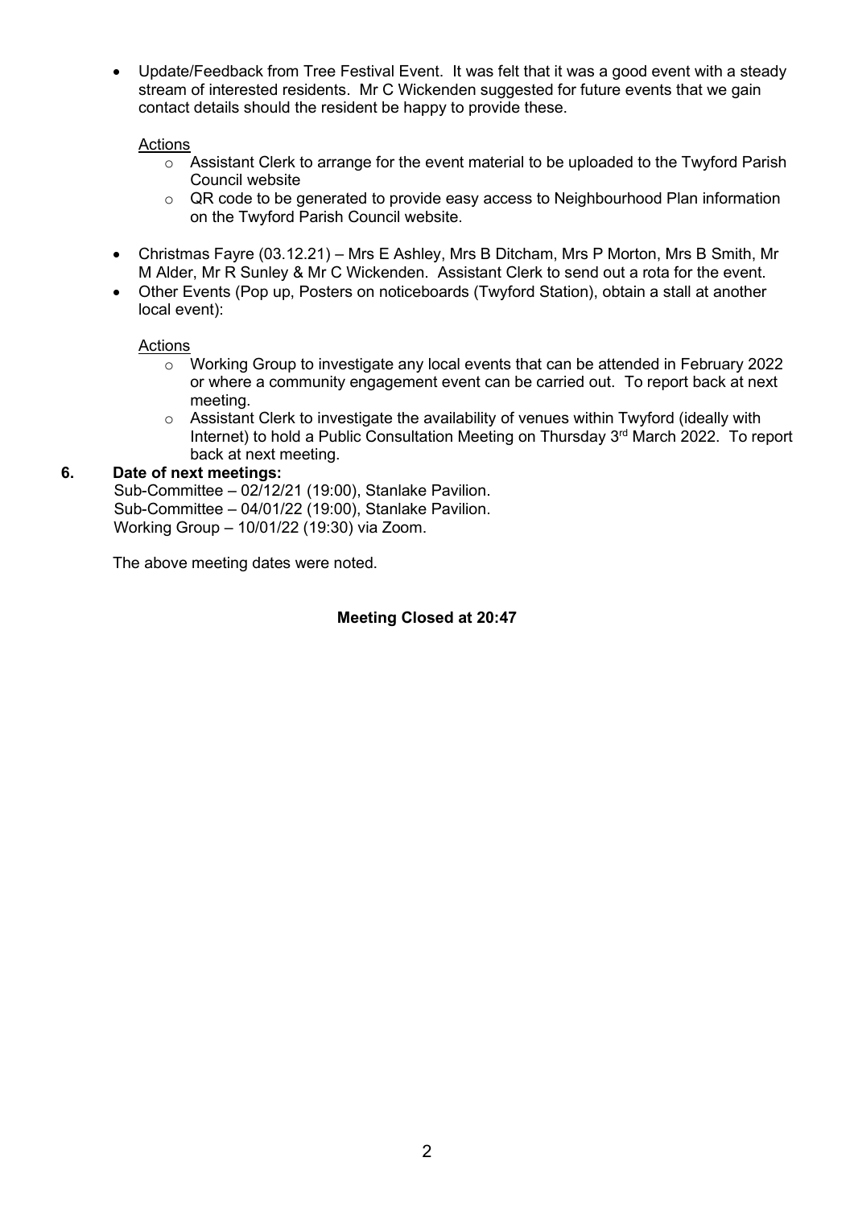- Update/Feedback from Tree Festival Event. It was felt that it was a good event with a steady stream of interested residents. Mr C Wickenden suggested for future events that we gain contact details should the resident be happy to provide these.

  Actions
    - Assistant Clerk to arrange for the event material to be uploaded to the Twyford Parish Council website
    - QR code to be generated to provide easy access to Neighbourhood Plan information on the Twyford Parish Council website.

- Christmas Fayre (03.12.21) – Mrs E Ashley, Mrs B Ditcham, Mrs P Morton, Mrs B Smith, Mr M Alder, Mr R Sunley & Mr C Wickenden. Assistant Clerk to send out a rota for the event.
- Other Events (Pop up, Posters on noticeboards (Twyford Station), obtain a stall at another local event):

  Actions
    - Working Group to investigate any local events that can be attended in February 2022 or where a community engagement event can be carried out. To report back at next meeting.
    - Assistant Clerk to investigate the availability of venues within Twyford (ideally with Internet) to hold a Public Consultation Meeting on Thursday 3rd March 2022. To report back at next meeting.

**6. Date of next meetings:**

Sub-Committee – 02/12/21 (19:00), Stanlake Pavilion.
Sub-Committee – 04/01/22 (19:00), Stanlake Pavilion.
Working Group – 10/01/22 (19:30) via Zoom.

The above meeting dates were noted.

**Meeting Closed at 20:47**